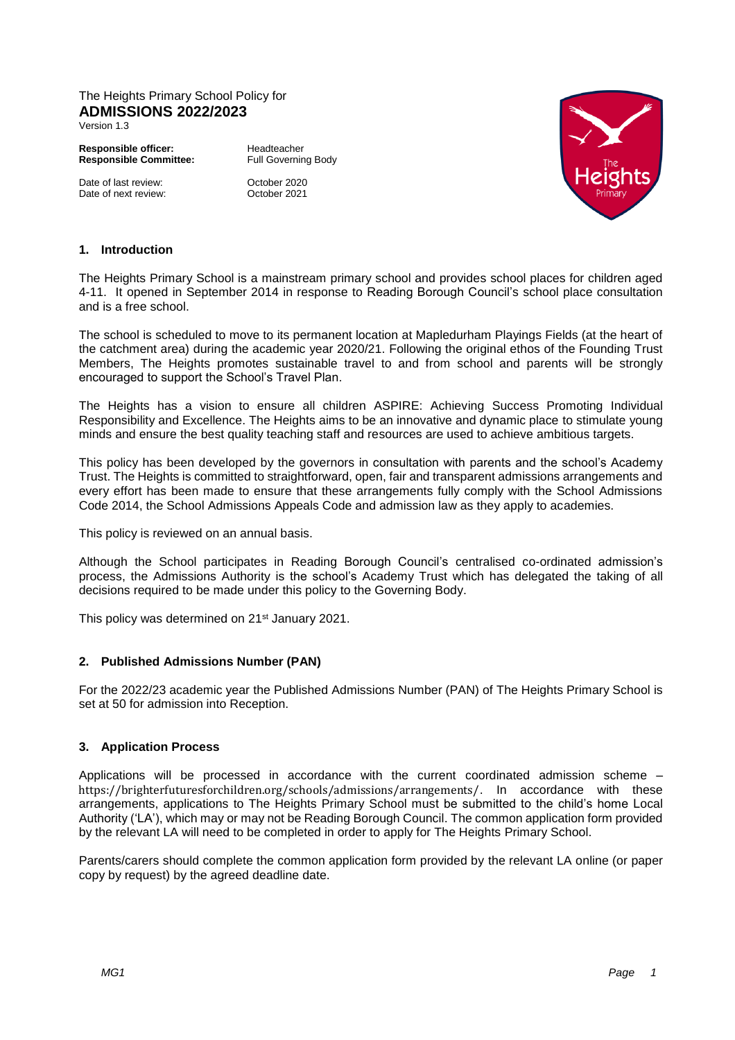The Heights Primary School Policy for

# ADMISSIONS 2022/2023

Version 1.3

| | |
|---|---|
| **Responsible officer:** | Headteacher |
| **Responsible Committee:** | Full Governing Body |
| Date of last review: | October 2020 |
| Date of next review: | October 2021 |

## 1. Introduction

The Heights Primary School is a mainstream primary school and provides school places for children aged 4-11. It opened in September 2014 in response to Reading Borough Council's school place consultation and is a free school.

The school is scheduled to move to its permanent location at Mapledurham Playings Fields (at the heart of the catchment area) during the academic year 2020/21. Following the original ethos of the Founding Trust Members, The Heights promotes sustainable travel to and from school and parents will be strongly encouraged to support the School's Travel Plan.

The Heights has a vision to ensure all children ASPIRE: Achieving Success Promoting Individual Responsibility and Excellence. The Heights aims to be an innovative and dynamic place to stimulate young minds and ensure the best quality teaching staff and resources are used to achieve ambitious targets.

This policy has been developed by the governors in consultation with parents and the school's Academy Trust. The Heights is committed to straightforward, open, fair and transparent admissions arrangements and every effort has been made to ensure that these arrangements fully comply with the School Admissions Code 2014, the School Admissions Appeals Code and admission law as they apply to academies.

This policy is reviewed on an annual basis.

Although the School participates in Reading Borough Council's centralised co-ordinated admission's process, the Admissions Authority is the school's Academy Trust which has delegated the taking of all decisions required to be made under this policy to the Governing Body.

This policy was determined on 21st January 2021.

## 2. Published Admissions Number (PAN)

For the 2022/23 academic year the Published Admissions Number (PAN) of The Heights Primary School is set at 50 for admission into Reception.

## 3. Application Process

Applications will be processed in accordance with the current coordinated admission scheme – https://brighterfuturesforchildren.org/schools/admissions/arrangements/. In accordance with these arrangements, applications to The Heights Primary School must be submitted to the child's home Local Authority ('LA'), which may or may not be Reading Borough Council. The common application form provided by the relevant LA will need to be completed in order to apply for The Heights Primary School.

Parents/carers should complete the common application form provided by the relevant LA online (or paper copy by request) by the agreed deadline date.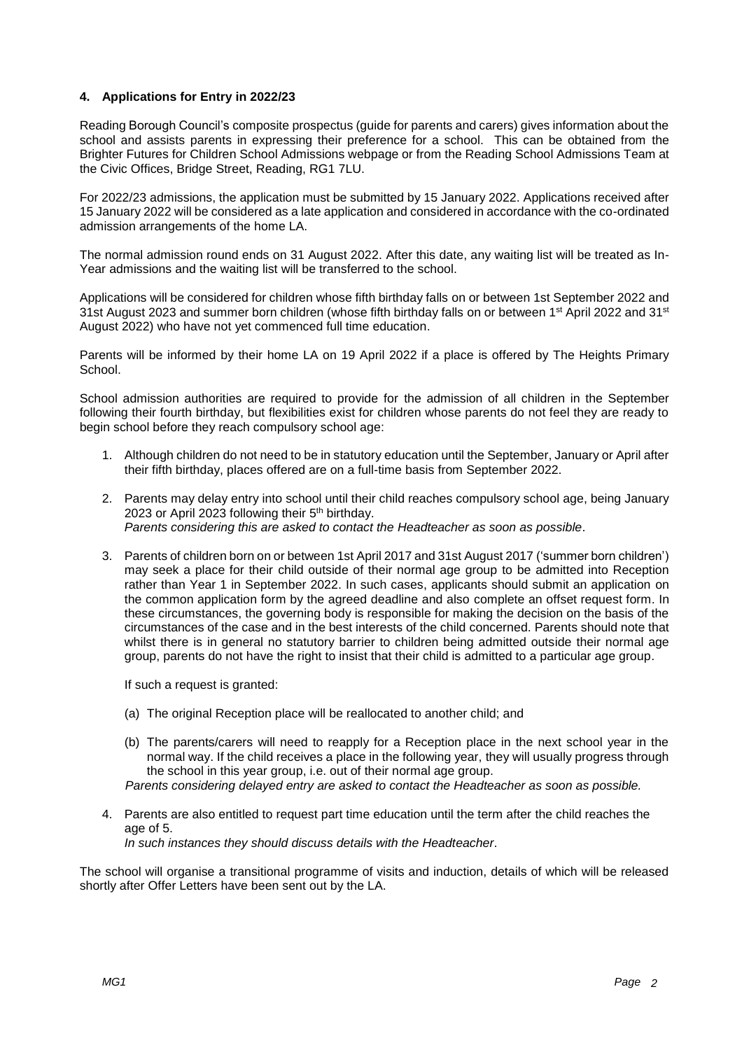### 4. Applications for Entry in 2022/23

Reading Borough Council's composite prospectus (guide for parents and carers) gives information about the school and assists parents in expressing their preference for a school. This can be obtained from the Brighter Futures for Children School Admissions webpage or from the Reading School Admissions Team at the Civic Offices, Bridge Street, Reading, RG1 7LU.

For 2022/23 admissions, the application must be submitted by 15 January 2022. Applications received after 15 January 2022 will be considered as a late application and considered in accordance with the co-ordinated admission arrangements of the home LA.

The normal admission round ends on 31 August 2022. After this date, any waiting list will be treated as In-Year admissions and the waiting list will be transferred to the school.

Applications will be considered for children whose fifth birthday falls on or between 1st September 2022 and 31st August 2023 and summer born children (whose fifth birthday falls on or between 1st April 2022 and 31st August 2022) who have not yet commenced full time education.

Parents will be informed by their home LA on 19 April 2022 if a place is offered by The Heights Primary School.

School admission authorities are required to provide for the admission of all children in the September following their fourth birthday, but flexibilities exist for children whose parents do not feel they are ready to begin school before they reach compulsory school age:

1. Although children do not need to be in statutory education until the September, January or April after their fifth birthday, places offered are on a full-time basis from September 2022.

2. Parents may delay entry into school until their child reaches compulsory school age, being January 2023 or April 2023 following their 5th birthday.
   *Parents considering this are asked to contact the Headteacher as soon as possible*.

3. Parents of children born on or between 1st April 2017 and 31st August 2017 ('summer born children') may seek a place for their child outside of their normal age group to be admitted into Reception rather than Year 1 in September 2022. In such cases, applicants should submit an application on the common application form by the agreed deadline and also complete an offset request form. In these circumstances, the governing body is responsible for making the decision on the basis of the circumstances of the case and in the best interests of the child concerned. Parents should note that whilst there is in general no statutory barrier to children being admitted outside their normal age group, parents do not have the right to insist that their child is admitted to a particular age group.

   If such a request is granted:

   (a) The original Reception place will be reallocated to another child; and

   (b) The parents/carers will need to reapply for a Reception place in the next school year in the normal way. If the child receives a place in the following year, they will usually progress through the school in this year group, i.e. out of their normal age group.

   *Parents considering delayed entry are asked to contact the Headteacher as soon as possible.*

4. Parents are also entitled to request part time education until the term after the child reaches the age of 5.
   *In such instances they should discuss details with the Headteacher*.

The school will organise a transitional programme of visits and induction, details of which will be released shortly after Offer Letters have been sent out by the LA.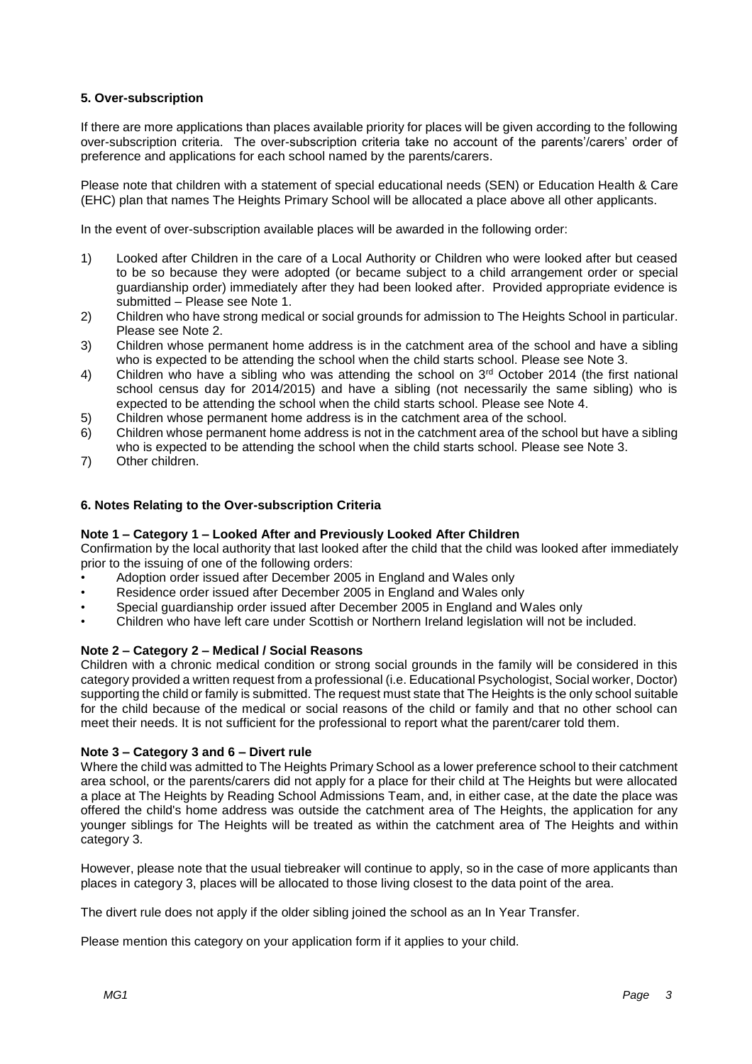### 5. Over-subscription

If there are more applications than places available priority for places will be given according to the following over-subscription criteria. The over-subscription criteria take no account of the parents'/carers' order of preference and applications for each school named by the parents/carers.

Please note that children with a statement of special educational needs (SEN) or Education Health & Care (EHC) plan that names The Heights Primary School will be allocated a place above all other applicants.

In the event of over-subscription available places will be awarded in the following order:

1) Looked after Children in the care of a Local Authority or Children who were looked after but ceased to be so because they were adopted (or became subject to a child arrangement order or special guardianship order) immediately after they had been looked after. Provided appropriate evidence is submitted – Please see Note 1.
2) Children who have strong medical or social grounds for admission to The Heights School in particular. Please see Note 2.
3) Children whose permanent home address is in the catchment area of the school and have a sibling who is expected to be attending the school when the child starts school. Please see Note 3.
4) Children who have a sibling who was attending the school on 3rd October 2014 (the first national school census day for 2014/2015) and have a sibling (not necessarily the same sibling) who is expected to be attending the school when the child starts school. Please see Note 4.
5) Children whose permanent home address is in the catchment area of the school.
6) Children whose permanent home address is not in the catchment area of the school but have a sibling who is expected to be attending the school when the child starts school. Please see Note 3.
7) Other children.

### 6. Notes Relating to the Over-subscription Criteria

**Note 1 – Category 1 – Looked After and Previously Looked After Children**

Confirmation by the local authority that last looked after the child that the child was looked after immediately prior to the issuing of one of the following orders:

- Adoption order issued after December 2005 in England and Wales only
- Residence order issued after December 2005 in England and Wales only
- Special guardianship order issued after December 2005 in England and Wales only
- Children who have left care under Scottish or Northern Ireland legislation will not be included.

**Note 2 – Category 2 – Medical / Social Reasons**

Children with a chronic medical condition or strong social grounds in the family will be considered in this category provided a written request from a professional (i.e. Educational Psychologist, Social worker, Doctor) supporting the child or family is submitted. The request must state that The Heights is the only school suitable for the child because of the medical or social reasons of the child or family and that no other school can meet their needs. It is not sufficient for the professional to report what the parent/carer told them.

**Note 3 – Category 3 and 6 – Divert rule**

Where the child was admitted to The Heights Primary School as a lower preference school to their catchment area school, or the parents/carers did not apply for a place for their child at The Heights but were allocated a place at The Heights by Reading School Admissions Team, and, in either case, at the date the place was offered the child's home address was outside the catchment area of The Heights, the application for any younger siblings for The Heights will be treated as within the catchment area of The Heights and within category 3.

However, please note that the usual tiebreaker will continue to apply, so in the case of more applicants than places in category 3, places will be allocated to those living closest to the data point of the area.

The divert rule does not apply if the older sibling joined the school as an In Year Transfer.

Please mention this category on your application form if it applies to your child.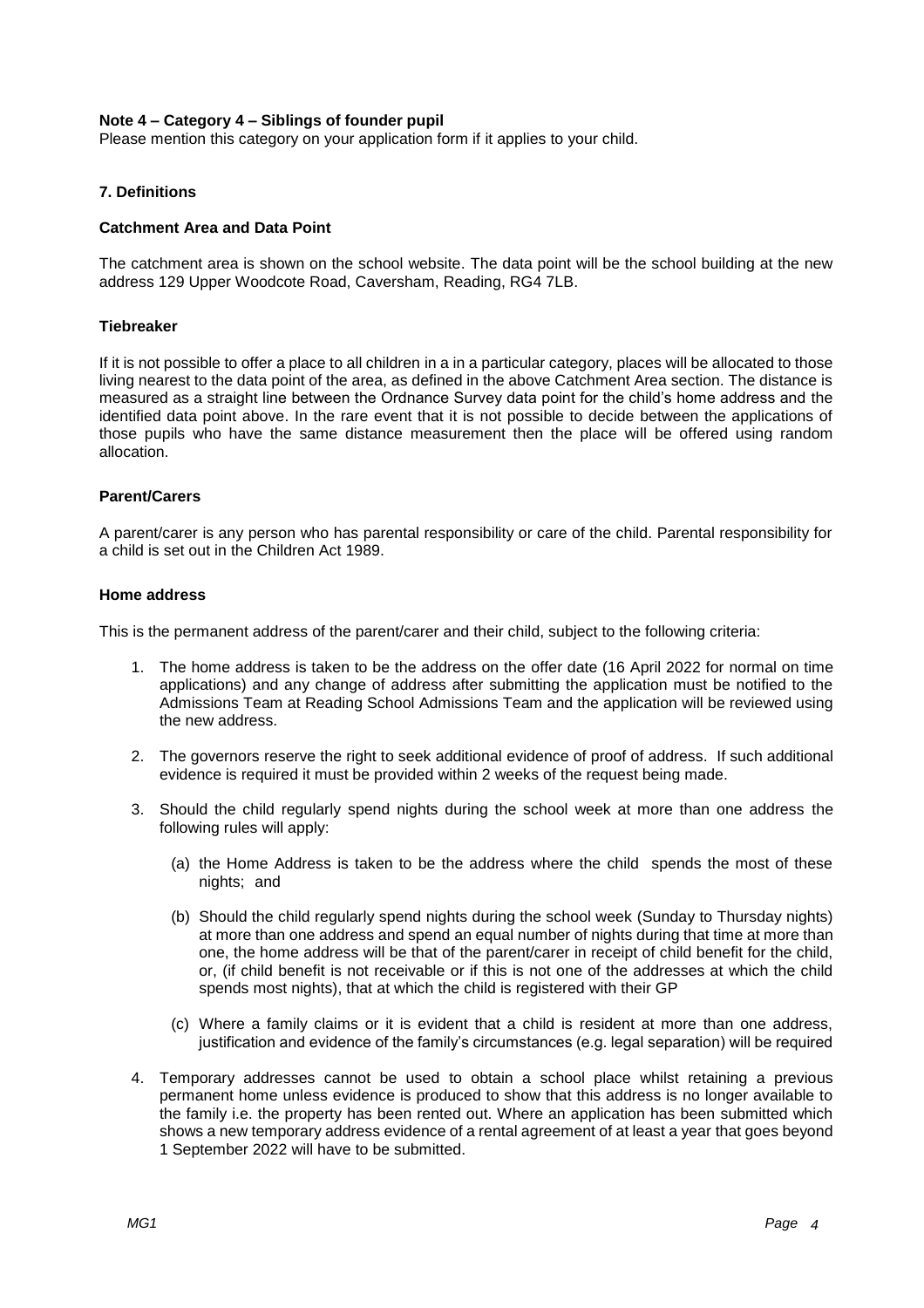**Note 4 – Category 4 – Siblings of founder pupil**

Please mention this category on your application form if it applies to your child.

### 7. Definitions

**Catchment Area and Data Point**

The catchment area is shown on the school website. The data point will be the school building at the new address 129 Upper Woodcote Road, Caversham, Reading, RG4 7LB.

**Tiebreaker**

If it is not possible to offer a place to all children in a in a particular category, places will be allocated to those living nearest to the data point of the area, as defined in the above Catchment Area section. The distance is measured as a straight line between the Ordnance Survey data point for the child's home address and the identified data point above. In the rare event that it is not possible to decide between the applications of those pupils who have the same distance measurement then the place will be offered using random allocation.

**Parent/Carers**

A parent/carer is any person who has parental responsibility or care of the child. Parental responsibility for a child is set out in the Children Act 1989.

**Home address**

This is the permanent address of the parent/carer and their child, subject to the following criteria:

1. The home address is taken to be the address on the offer date (16 April 2022 for normal on time applications) and any change of address after submitting the application must be notified to the Admissions Team at Reading School Admissions Team and the application will be reviewed using the new address.
2. The governors reserve the right to seek additional evidence of proof of address. If such additional evidence is required it must be provided within 2 weeks of the request being made.
3. Should the child regularly spend nights during the school week at more than one address the following rules will apply:
   (a) the Home Address is taken to be the address where the child spends the most of these nights; and
   (b) Should the child regularly spend nights during the school week (Sunday to Thursday nights) at more than one address and spend an equal number of nights during that time at more than one, the home address will be that of the parent/carer in receipt of child benefit for the child, or, (if child benefit is not receivable or if this is not one of the addresses at which the child spends most nights), that at which the child is registered with their GP
   (c) Where a family claims or it is evident that a child is resident at more than one address, justification and evidence of the family's circumstances (e.g. legal separation) will be required
4. Temporary addresses cannot be used to obtain a school place whilst retaining a previous permanent home unless evidence is produced to show that this address is no longer available to the family i.e. the property has been rented out. Where an application has been submitted which shows a new temporary address evidence of a rental agreement of at least a year that goes beyond 1 September 2022 will have to be submitted.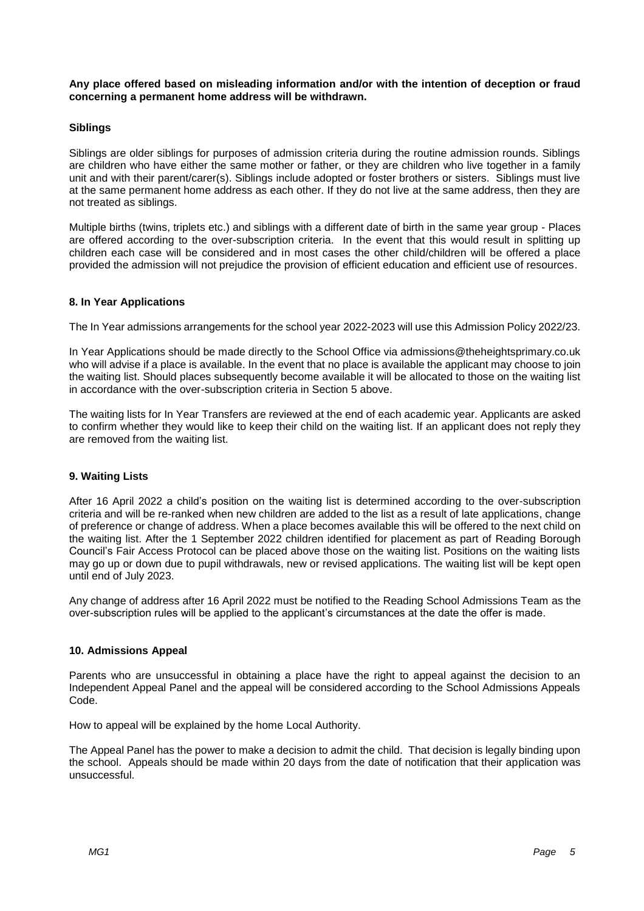**Any place offered based on misleading information and/or with the intention of deception or fraud concerning a permanent home address will be withdrawn.**

**Siblings**

Siblings are older siblings for purposes of admission criteria during the routine admission rounds. Siblings are children who have either the same mother or father, or they are children who live together in a family unit and with their parent/carer(s). Siblings include adopted or foster brothers or sisters. Siblings must live at the same permanent home address as each other. If they do not live at the same address, then they are not treated as siblings.

Multiple births (twins, triplets etc.) and siblings with a different date of birth in the same year group - Places are offered according to the over-subscription criteria. In the event that this would result in splitting up children each case will be considered and in most cases the other child/children will be offered a place provided the admission will not prejudice the provision of efficient education and efficient use of resources.

## 8. In Year Applications

The In Year admissions arrangements for the school year 2022-2023 will use this Admission Policy 2022/23.

In Year Applications should be made directly to the School Office via admissions@theheightsprimary.co.uk who will advise if a place is available. In the event that no place is available the applicant may choose to join the waiting list. Should places subsequently become available it will be allocated to those on the waiting list in accordance with the over-subscription criteria in Section 5 above.

The waiting lists for In Year Transfers are reviewed at the end of each academic year. Applicants are asked to confirm whether they would like to keep their child on the waiting list. If an applicant does not reply they are removed from the waiting list.

## 9. Waiting Lists

After 16 April 2022 a child's position on the waiting list is determined according to the over-subscription criteria and will be re-ranked when new children are added to the list as a result of late applications, change of preference or change of address. When a place becomes available this will be offered to the next child on the waiting list. After the 1 September 2022 children identified for placement as part of Reading Borough Council's Fair Access Protocol can be placed above those on the waiting list. Positions on the waiting lists may go up or down due to pupil withdrawals, new or revised applications. The waiting list will be kept open until end of July 2023.

Any change of address after 16 April 2022 must be notified to the Reading School Admissions Team as the over-subscription rules will be applied to the applicant's circumstances at the date the offer is made.

## 10. Admissions Appeal

Parents who are unsuccessful in obtaining a place have the right to appeal against the decision to an Independent Appeal Panel and the appeal will be considered according to the School Admissions Appeals Code.

How to appeal will be explained by the home Local Authority.

The Appeal Panel has the power to make a decision to admit the child. That decision is legally binding upon the school. Appeals should be made within 20 days from the date of notification that their application was unsuccessful.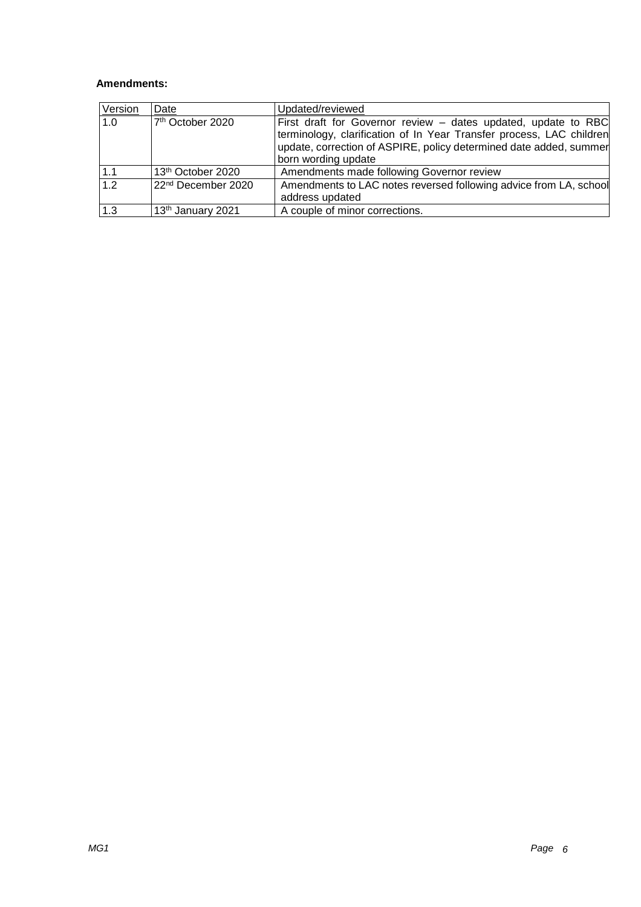**Amendments:**

| Version | Date | Updated/reviewed |
| --- | --- | --- |
| 1.0 | 7th October 2020 | First draft for Governor review – dates updated, update to RBC terminology, clarification of In Year Transfer process, LAC children update, correction of ASPIRE, policy determined date added, summer born wording update |
| 1.1 | 13th October 2020 | Amendments made following Governor review |
| 1.2 | 22nd December 2020 | Amendments to LAC notes reversed following advice from LA, school address updated |
| 1.3 | 13th January 2021 | A couple of minor corrections. |